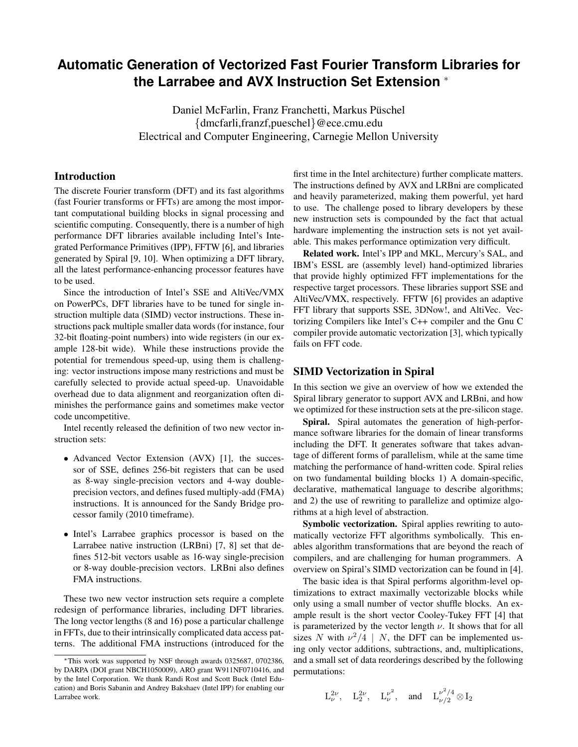# Automatic Generation of Vectorized Fast Fourier Transform Libraries for the Larrabee and AVX Instruction Set Extension *

Daniel McFarlin, Franz Franchetti, Markus Püschel
{dmcfarli,franzf,pueschel}@ece.cmu.edu
Electrical and Computer Engineering, Carnegie Mellon University

## Introduction

The discrete Fourier transform (DFT) and its fast algorithms (fast Fourier transforms or FFTs) are among the most important computational building blocks in signal processing and scientific computing. Consequently, there is a number of high performance DFT libraries available including Intel's Integrated Performance Primitives (IPP), FFTW [6], and libraries generated by Spiral [9, 10]. When optimizing a DFT library, all the latest performance-enhancing processor features have to be used.

Since the introduction of Intel's SSE and AltiVec/VMX on PowerPCs, DFT libraries have to be tuned for single instruction multiple data (SIMD) vector instructions. These instructions pack multiple smaller data words (for instance, four 32-bit floating-point numbers) into wide registers (in our example 128-bit wide). While these instructions provide the potential for tremendous speed-up, using them is challenging: vector instructions impose many restrictions and must be carefully selected to provide actual speed-up. Unavoidable overhead due to data alignment and reorganization often diminishes the performance gains and sometimes make vector code uncompetitive.

Intel recently released the definition of two new vector instruction sets:

- Advanced Vector Extension (AVX) [1], the successor of SSE, defines 256-bit registers that can be used as 8-way single-precision vectors and 4-way double-precision vectors, and defines fused multiply-add (FMA) instructions. It is announced for the Sandy Bridge processor family (2010 timeframe).
- Intel's Larrabee graphics processor is based on the Larrabee native instruction (LRBni) [7, 8] set that defines 512-bit vectors usable as 16-way single-precision or 8-way double-precision vectors. LRBni also defines FMA instructions.

These two new vector instruction sets require a complete redesign of performance libraries, including DFT libraries. The long vector lengths (8 and 16) pose a particular challenge in FFTs, due to their intrinsically complicated data access patterns. The additional FMA instructions (introduced for the first time in the Intel architecture) further complicate matters. The instructions defined by AVX and LRBni are complicated and heavily parameterized, making them powerful, yet hard to use. The challenge posed to library developers by these new instruction sets is compounded by the fact that actual hardware implementing the instruction sets is not yet available. This makes performance optimization very difficult.

**Related work.** Intel's IPP and MKL, Mercury's SAL, and IBM's ESSL are (assembly level) hand-optimized libraries that provide highly optimized FFT implementations for the respective target processors. These libraries support SSE and AltiVec/VMX, respectively. FFTW [6] provides an adaptive FFT library that supports SSE, 3DNow!, and AltiVec. Vectorizing Compilers like Intel's C++ compiler and the Gnu C compiler provide automatic vectorization [3], which typically fails on FFT code.

## SIMD Vectorization in Spiral

In this section we give an overview of how we extended the Spiral library generator to support AVX and LRBni, and how we optimized for these instruction sets at the pre-silicon stage.

**Spiral.** Spiral automates the generation of high-performance software libraries for the domain of linear transforms including the DFT. It generates software that takes advantage of different forms of parallelism, while at the same time matching the performance of hand-written code. Spiral relies on two fundamental building blocks 1) A domain-specific, declarative, mathematical language to describe algorithms; and 2) the use of rewriting to parallelize and optimize algorithms at a high level of abstraction.

**Symbolic vectorization.** Spiral applies rewriting to automatically vectorize FFT algorithms symbolically. This enables algorithm transformations that are beyond the reach of compilers, and are challenging for human programmers. A overview on Spiral's SIMD vectorization can be found in [4].

The basic idea is that Spiral performs algorithm-level optimizations to extract maximally vectorizable blocks while only using a small number of vector shuffle blocks. An example result is the short vector Cooley-Tukey FFT [4] that is parameterized by the vector length $\nu$. It shows that for all sizes $N$ with $\nu^2/4 \mid N$, the DFT can be implemented using only vector additions, subtractions, and, multiplications, and a small set of data reorderings described by the following permutations:

$$\mathrm{L}_{\nu}^{2\nu}, \quad \mathrm{L}_{2}^{2\nu}, \quad \mathrm{L}_{\nu}^{\nu^2}, \quad \text{and} \quad \mathrm{L}_{\nu/2}^{\nu^2/4} \otimes \mathrm{I}_2$$

*This work was supported by NSF through awards 0325687, 0702386, by DARPA (DOI grant NBCH1050009), ARO grant W911NF0710416, and by the Intel Corporation. We thank Randi Rost and Scott Buck (Intel Education) and Boris Sabanin and Andrey Bakshaev (Intel IPP) for enabling our Larrabee work.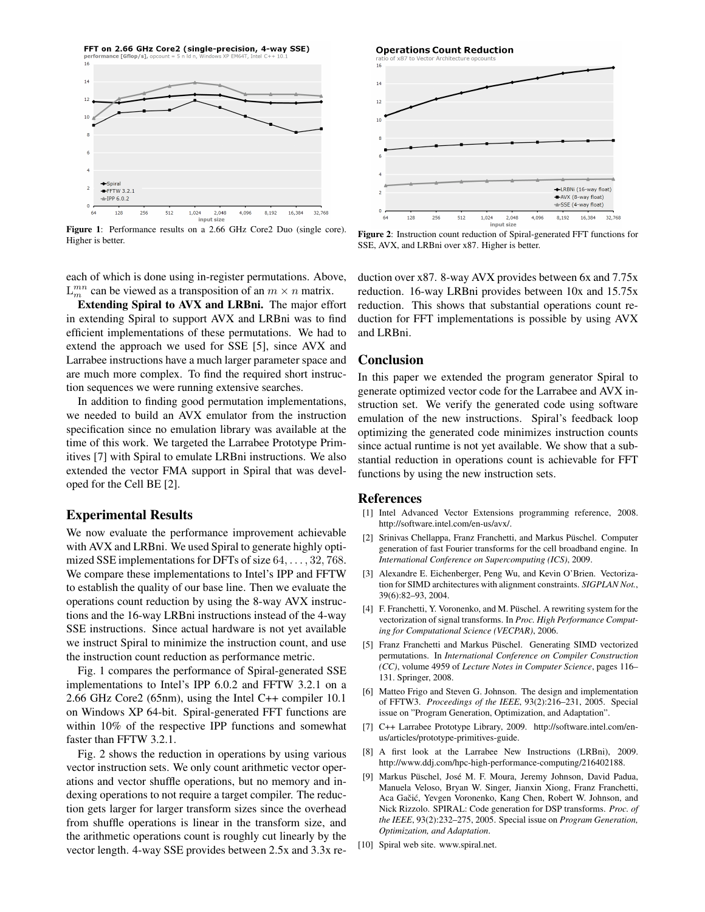FFT on 2.66 GHz Core2 (single-precision, 4-way SSE)

performance [Gflop/s], opcount = 5 n ld n, Windows XP EM64T, Intel C++ 10.1

16

14

12

10

8

6

4

2

0

64 128 256 512 1,024 2,048 4,096 8,192 16,384 32,768

input size

Spiral

FFTW 3.2.1

IPP 6.0.2

**Figure 1**: Performance results on a 2.66 GHz Core2 Duo (single core). Higher is better.

Operations Count Reduction

ratio of x87 to Vector Architecture opcounts

16

14

12

10

8

6

4

2

0

64 128 256 512 1,024 2,048 4,096 8,192 16,384 32,768

input size

LRBNi (16-way float)

AVX (8-way float)

SSE (4-way float)

**Figure 2**: Instruction count reduction of Spiral-generated FFT functions for SSE, AVX, and LRBni over x87. Higher is better.

each of which is done using in-register permutations. Above, $\mathrm{L}_m^{mn}$ can be viewed as a transposition of an $m \times n$ matrix.

**Extending Spiral to AVX and LRBni.** The major effort in extending Spiral to support AVX and LRBni was to find efficient implementations of these permutations. We had to extend the approach we used for SSE [5], since AVX and Larrabee instructions have a much larger parameter space and are much more complex. To find the required short instruction sequences we were running extensive searches.

In addition to finding good permutation implementations, we needed to build an AVX emulator from the instruction specification since no emulation library was available at the time of this work. We targeted the Larrabee Prototype Primitives [7] with Spiral to emulate LRBni instructions. We also extended the vector FMA support in Spiral that was developed for the Cell BE [2].

## Experimental Results

We now evaluate the performance improvement achievable with AVX and LRBni. We used Spiral to generate highly optimized SSE implementations for DFTs of size $64, \ldots, 32,768$. We compare these implementations to Intel's IPP and FFTW to establish the quality of our base line. Then we evaluate the operations count reduction by using the 8-way AVX instructions and the 16-way LRBni instructions instead of the 4-way SSE instructions. Since actual hardware is not yet available we instruct Spiral to minimize the instruction count, and use the instruction count reduction as performance metric.

Fig. 1 compares the performance of Spiral-generated SSE implementations to Intel's IPP 6.0.2 and FFTW 3.2.1 on a 2.66 GHz Core2 (65nm), using the Intel C++ compiler 10.1 on Windows XP 64-bit. Spiral-generated FFT functions are within 10% of the respective IPP functions and somewhat faster than FFTW 3.2.1.

Fig. 2 shows the reduction in operations by using various vector instruction sets. We only count arithmetic vector operations and vector shuffle operations, but no memory and indexing operations to not require a target compiler. The reduction gets larger for larger transform sizes since the overhead from shuffle operations is linear in the transform size, and the arithmetic operations count is roughly cut linearly by the vector length. 4-way SSE provides between 2.5x and 3.3x reduction over x87. 8-way AVX provides between 6x and 7.75x reduction. 16-way LRBni provides between 10x and 15.75x reduction. This shows that substantial operations count reduction for FFT implementations is possible by using AVX and LRBni.

## Conclusion

In this paper we extended the program generator Spiral to generate optimized vector code for the Larrabee and AVX instruction set. We verify the generated code using software emulation of the new instructions. Spiral's feedback loop optimizing the generated code minimizes instruction counts since actual runtime is not yet available. We show that a substantial reduction in operations count is achievable for FFT functions by using the new instruction sets.

## References

[1] Intel Advanced Vector Extensions programming reference, 2008. http://software.intel.com/en-us/avx/.

[2] Srinivas Chellappa, Franz Franchetti, and Markus Püschel. Computer generation of fast Fourier transforms for the cell broadband engine. In *International Conference on Supercomputing (ICS)*, 2009.

[3] Alexandre E. Eichenberger, Peng Wu, and Kevin O'Brien. Vectorization for SIMD architectures with alignment constraints. *SIGPLAN Not.*, 39(6):82–93, 2004.

[4] F. Franchetti, Y. Voronenko, and M. Püschel. A rewriting system for the vectorization of signal transforms. In *Proc. High Performance Computing for Computational Science (VECPAR)*, 2006.

[5] Franz Franchetti and Markus Püschel. Generating SIMD vectorized permutations. In *International Conference on Compiler Construction (CC)*, volume 4959 of *Lecture Notes in Computer Science*, pages 116–131. Springer, 2008.

[6] Matteo Frigo and Steven G. Johnson. The design and implementation of FFTW3. *Proceedings of the IEEE*, 93(2):216–231, 2005. Special issue on "Program Generation, Optimization, and Adaptation".

[7] C++ Larrabee Prototype Library, 2009. http://software.intel.com/en-us/articles/prototype-primitives-guide.

[8] A first look at the Larrabee New Instructions (LRBni), 2009. http://www.ddj.com/hpc-high-performance-computing/216402188.

[9] Markus Püschel, José M. F. Moura, Jeremy Johnson, David Padua, Manuela Veloso, Bryan W. Singer, Jianxin Xiong, Franz Franchetti, Aca Gačić, Yevgen Voronenko, Kang Chen, Robert W. Johnson, and Nick Rizzolo. SPIRAL: Code generation for DSP transforms. *Proc. of the IEEE*, 93(2):232–275, 2005. Special issue on *Program Generation, Optimization, and Adaptation*.

[10] Spiral web site. www.spiral.net.